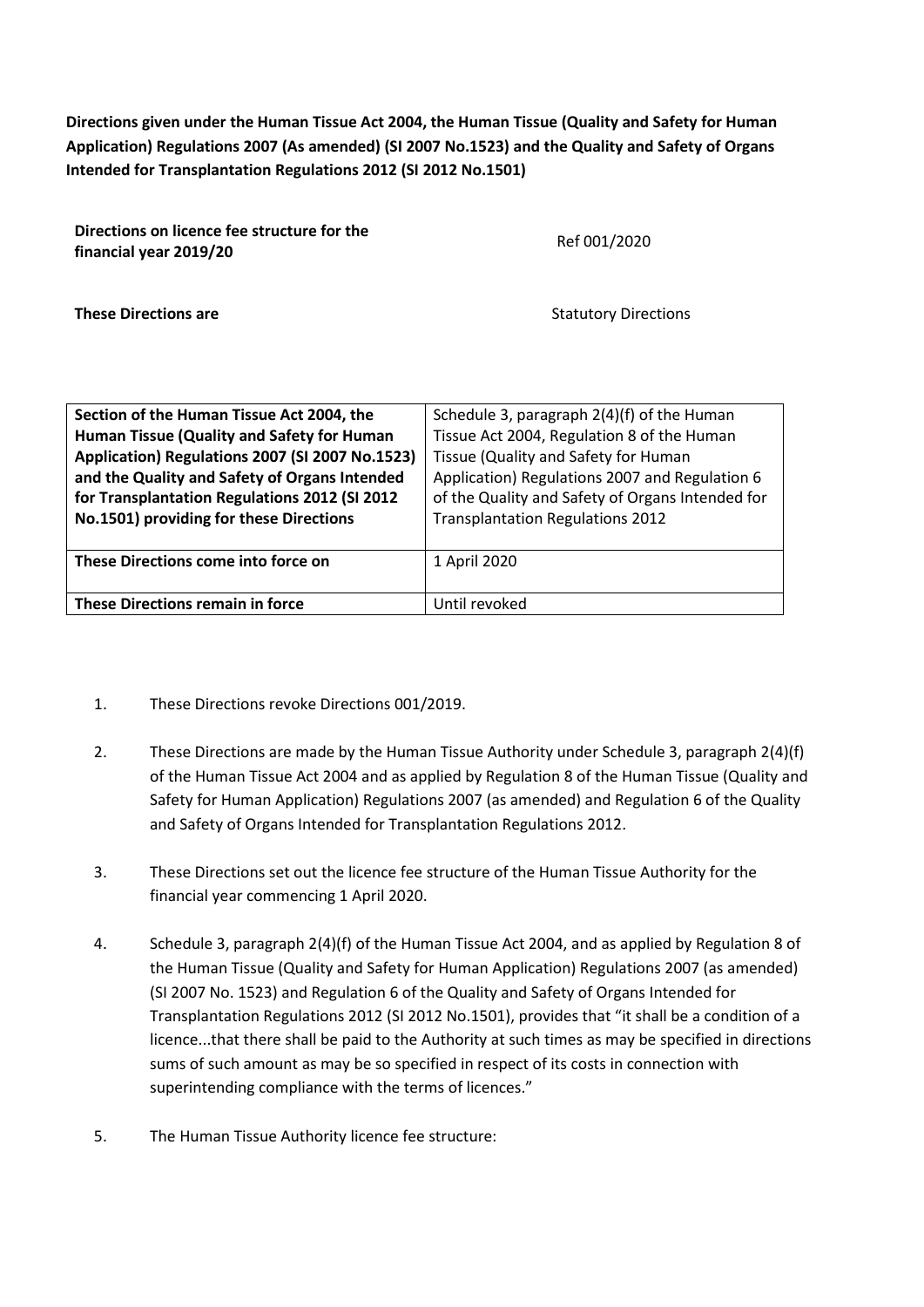**Directions given under the Human Tissue Act 2004, the Human Tissue (Quality and Safety for Human Application) Regulations 2007 (As amended) (SI 2007 No.1523) and the Quality and Safety of Organs Intended for Transplantation Regulations 2012 (SI 2012 No.1501)**

| | |
|---|---|
| **Directions on licence fee structure for the financial year 2019/20** | Ref 001/2020 |
| **These Directions are** | Statutory Directions |

| | |
|---|---|
| **Section of the Human Tissue Act 2004, the Human Tissue (Quality and Safety for Human Application) Regulations 2007 (SI 2007 No.1523) and the Quality and Safety of Organs Intended for Transplantation Regulations 2012 (SI 2012 No.1501) providing for these Directions** | Schedule 3, paragraph 2(4)(f) of the Human Tissue Act 2004, Regulation 8 of the Human Tissue (Quality and Safety for Human Application) Regulations 2007 and Regulation 6 of the Quality and Safety of Organs Intended for Transplantation Regulations 2012 |
| **These Directions come into force on** | 1 April 2020 |
| **These Directions remain in force** | Until revoked |

1. These Directions revoke Directions 001/2019.

2. These Directions are made by the Human Tissue Authority under Schedule 3, paragraph 2(4)(f) of the Human Tissue Act 2004 and as applied by Regulation 8 of the Human Tissue (Quality and Safety for Human Application) Regulations 2007 (as amended) and Regulation 6 of the Quality and Safety of Organs Intended for Transplantation Regulations 2012.

3. These Directions set out the licence fee structure of the Human Tissue Authority for the financial year commencing 1 April 2020.

4. Schedule 3, paragraph 2(4)(f) of the Human Tissue Act 2004, and as applied by Regulation 8 of the Human Tissue (Quality and Safety for Human Application) Regulations 2007 (as amended) (SI 2007 No. 1523) and Regulation 6 of the Quality and Safety of Organs Intended for Transplantation Regulations 2012 (SI 2012 No.1501), provides that "it shall be a condition of a licence...that there shall be paid to the Authority at such times as may be specified in directions sums of such amount as may be so specified in respect of its costs in connection with superintending compliance with the terms of licences."

5. The Human Tissue Authority licence fee structure: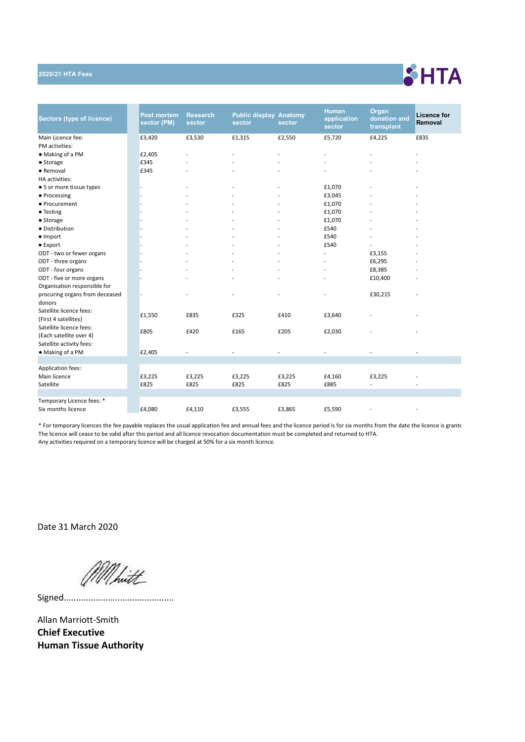## 2020/21 HTA Fees

HTA

| Sectors (type of licence) | Post mortem sector (PM) | Research sector | Public display sector | Anatomy sector | Human application sector | Organ donation and transplant | Licence for Removal |
|---|---|---|---|---|---|---|---|
| Main Licence fee: | £3,420 | £3,530 | £1,315 | £2,550 | £5,720 | £4,225 | £835 |
| PM activities: | | | | | | | |
| • Making of a PM | £2,405 | - | - | - | - | - | - |
| • Storage | £345 | - | - | - | - | - | - |
| • Removal | £345 | - | - | - | - | - | - |
| HA activities: | | | | | | | |
| • 5 or more tissue types | - | - | - | - | £1,070 | - | - |
| • Processing | - | - | - | - | £3,045 | - | - |
| • Procurement | - | - | - | - | £1,070 | - | - |
| • Testing | - | - | - | - | £1,070 | - | - |
| • Storage | - | - | - | - | £1,070 | - | - |
| • Distribution | - | - | - | - | £540 | - | - |
| • Import | - | - | - | - | £540 | - | - |
| • Export | - | - | - | - | £540 | - | - |
| ODT - two or fewer organs | - | - | - | - | - | £3,155 | - |
| ODT - three organs | - | - | - | - | - | £6,295 | - |
| ODT - four organs | - | - | - | - | - | £8,385 | - |
| ODT - five or more organs | - | - | - | - | - | £10,400 | - |
| Organisation responsible for procuring organs from deceased donors | - | - | - | - | - | £30,215 | - |
| Satellite licence fees: (First 4 satellites) | £1,550 | £835 | £325 | £410 | £3,640 | - | - |
| Satellite licence fees: (Each satellite over 4) | £805 | £420 | £165 | £205 | £2,030 | - | - |
| Satellite activity fees: | | | | | | | |
| • Making of a PM | £2,405 | - | - | - | - | - | - |
| | | | | | | | |
| Application fees: | | | | | | | |
| Main licence | £3,225 | £3,225 | £3,225 | £3,225 | £4,160 | £3,225 | - |
| Satellite | £825 | £825 | £825 | £825 | £885 | - | - |
| | | | | | | | |
| Temporary Licence fees: * | | | | | | | |
| Six months licence | £4,080 | £4,110 | £3,555 | £3,865 | £5,590 | - | - |

\* For temporary licences the fee payable replaces the usual application fee and annual fees and the licence period is for six months from the date the licence is grante
The licence will cease to be valid after this period and all licence revocation documentation must be completed and returned to HTA.
Any activities required on a temporary licence will be charged at 50% for a six month licence.

Date 31 March 2020

Signed.............................................

Allan Marriott-Smith
**Chief Executive**
**Human Tissue Authority**